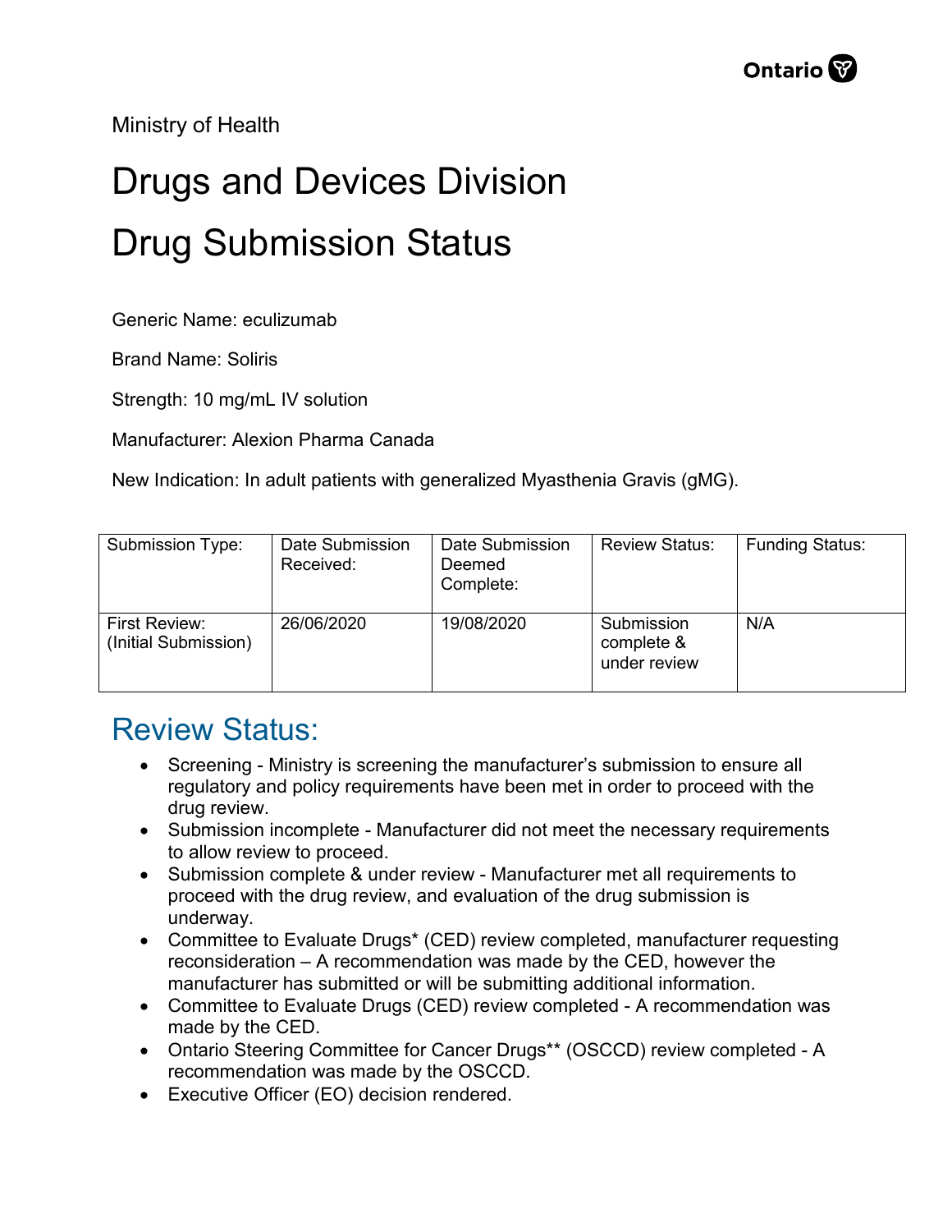Ministry of Health

# Drugs and Devices Division

# Drug Submission Status

Generic Name: eculizumab

Brand Name: Soliris

Strength: 10 mg/mL IV solution

Manufacturer: Alexion Pharma Canada

New Indication: In adult patients with generalized Myasthenia Gravis (gMG).

| Submission Type: | Date Submission Received: | Date Submission Deemed Complete: | Review Status: | Funding Status: |
|---|---|---|---|---|
| First Review: (Initial Submission) | 26/06/2020 | 19/08/2020 | Submission complete & under review | N/A |

## Review Status:

- Screening - Ministry is screening the manufacturer's submission to ensure all regulatory and policy requirements have been met in order to proceed with the drug review.
- Submission incomplete - Manufacturer did not meet the necessary requirements to allow review to proceed.
- Submission complete & under review - Manufacturer met all requirements to proceed with the drug review, and evaluation of the drug submission is underway.
- Committee to Evaluate Drugs* (CED) review completed, manufacturer requesting reconsideration – A recommendation was made by the CED, however the manufacturer has submitted or will be submitting additional information.
- Committee to Evaluate Drugs (CED) review completed - A recommendation was made by the CED.
- Ontario Steering Committee for Cancer Drugs** (OSCCD) review completed - A recommendation was made by the OSCCD.
- Executive Officer (EO) decision rendered.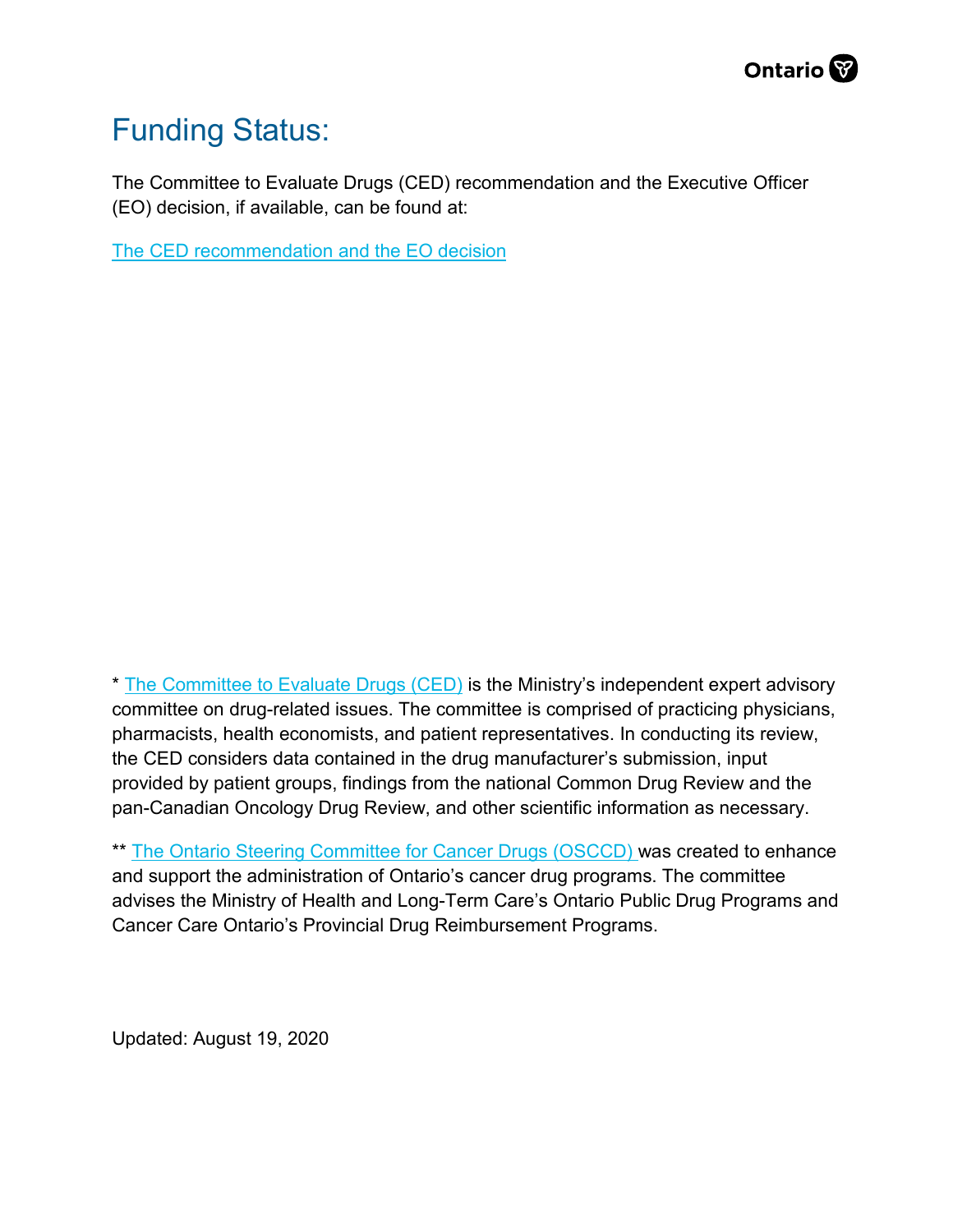# Funding Status:

The Committee to Evaluate Drugs (CED) recommendation and the Executive Officer (EO) decision, if available, can be found at:

The CED recommendation and the EO decision

* The Committee to Evaluate Drugs (CED) is the Ministry's independent expert advisory committee on drug-related issues. The committee is comprised of practicing physicians, pharmacists, health economists, and patient representatives. In conducting its review, the CED considers data contained in the drug manufacturer's submission, input provided by patient groups, findings from the national Common Drug Review and the pan-Canadian Oncology Drug Review, and other scientific information as necessary.

** The Ontario Steering Committee for Cancer Drugs (OSCCD) was created to enhance and support the administration of Ontario's cancer drug programs. The committee advises the Ministry of Health and Long-Term Care's Ontario Public Drug Programs and Cancer Care Ontario's Provincial Drug Reimbursement Programs.

Updated: August 19, 2020